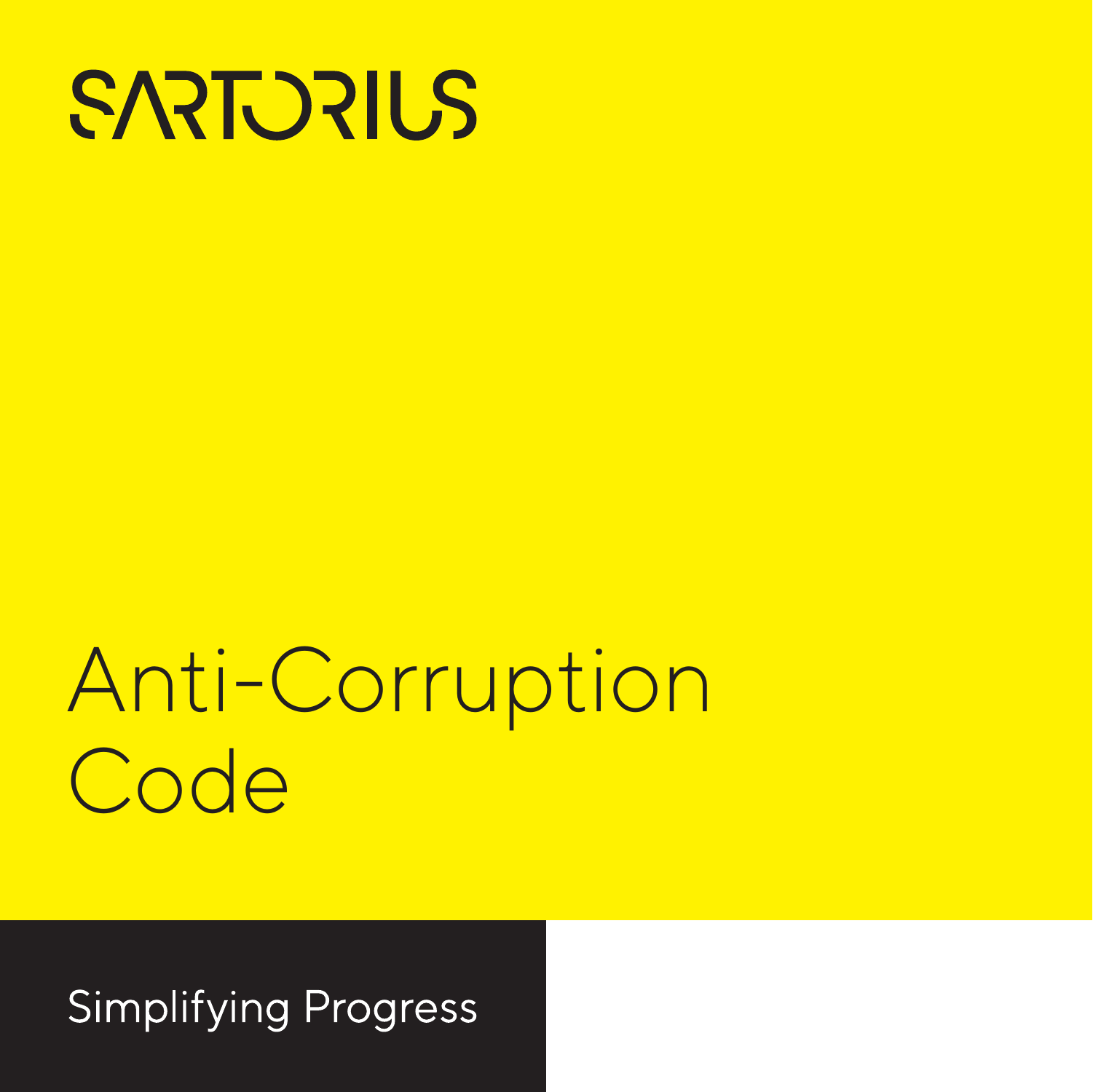SARTORIUS

# Anti-Corruption Code

Simplifying Progress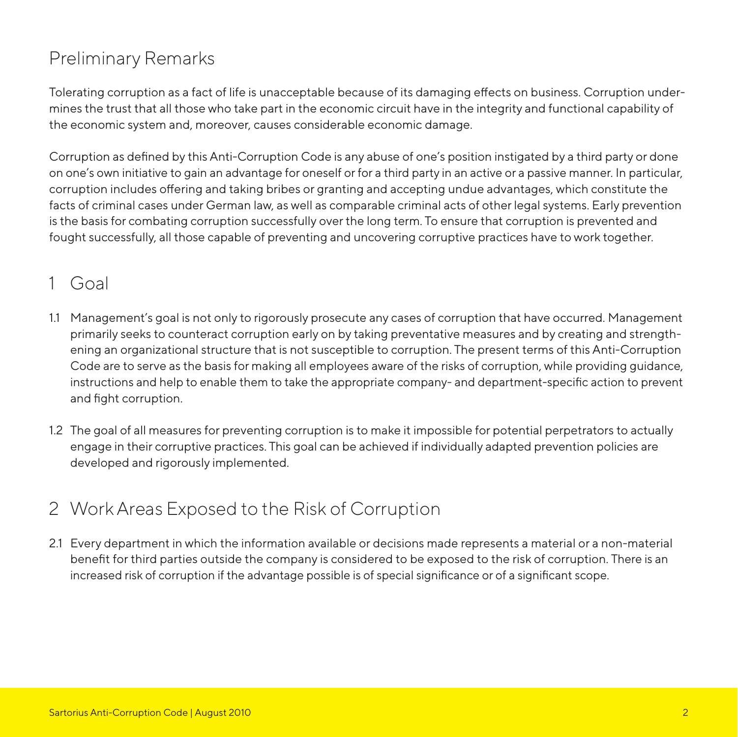## Preliminary Remarks

Tolerating corruption as a fact of life is unacceptable because of its damaging effects on business. Corruption undermines the trust that all those who take part in the economic circuit have in the integrity and functional capability of the economic system and, moreover, causes considerable economic damage.

Corruption as defined by this Anti-Corruption Code is any abuse of one's position instigated by a third party or done on one's own initiative to gain an advantage for oneself or for a third party in an active or a passive manner. In particular, corruption includes offering and taking bribes or granting and accepting undue advantages, which constitute the facts of criminal cases under German law, as well as comparable criminal acts of other legal systems. Early prevention is the basis for combating corruption successfully over the long term. To ensure that corruption is prevented and fought successfully, all those capable of preventing and uncovering corruptive practices have to work together.

## 1 Goal

1.1 Management's goal is not only to rigorously prosecute any cases of corruption that have occurred. Management primarily seeks to counteract corruption early on by taking preventative measures and by creating and strengthening an organizational structure that is not susceptible to corruption. The present terms of this Anti-Corruption Code are to serve as the basis for making all employees aware of the risks of corruption, while providing guidance, instructions and help to enable them to take the appropriate company- and department-specific action to prevent and fight corruption.

1.2 The goal of all measures for preventing corruption is to make it impossible for potential perpetrators to actually engage in their corruptive practices. This goal can be achieved if individually adapted prevention policies are developed and rigorously implemented.

## 2 Work Areas Exposed to the Risk of Corruption

2.1 Every department in which the information available or decisions made represents a material or a non-material benefit for third parties outside the company is considered to be exposed to the risk of corruption. There is an increased risk of corruption if the advantage possible is of special significance or of a significant scope.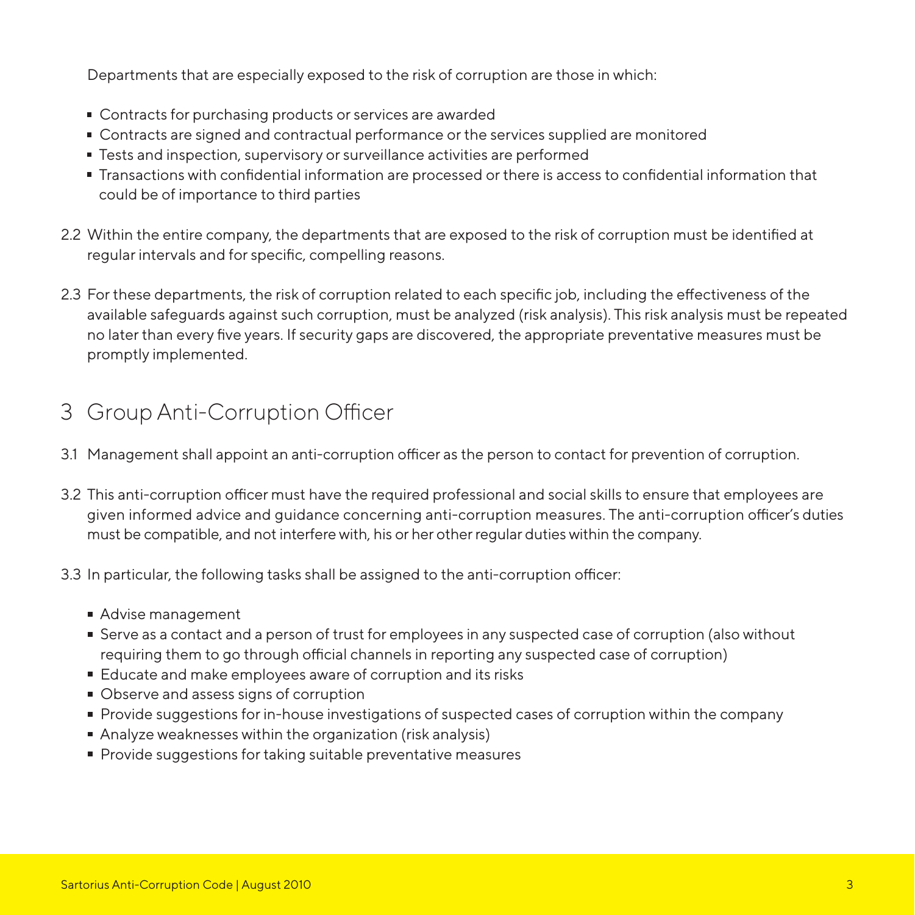Departments that are especially exposed to the risk of corruption are those in which:

- Contracts for purchasing products or services are awarded
- Contracts are signed and contractual performance or the services supplied are monitored
- Tests and inspection, supervisory or surveillance activities are performed
- Transactions with confidential information are processed or there is access to confidential information that could be of importance to third parties

2.2 Within the entire company, the departments that are exposed to the risk of corruption must be identified at regular intervals and for specific, compelling reasons.

2.3 For these departments, the risk of corruption related to each specific job, including the effectiveness of the available safeguards against such corruption, must be analyzed (risk analysis). This risk analysis must be repeated no later than every five years. If security gaps are discovered, the appropriate preventative measures must be promptly implemented.

## 3 Group Anti-Corruption Officer

3.1 Management shall appoint an anti-corruption officer as the person to contact for prevention of corruption.

3.2 This anti-corruption officer must have the required professional and social skills to ensure that employees are given informed advice and guidance concerning anti-corruption measures. The anti-corruption officer's duties must be compatible, and not interfere with, his or her other regular duties within the company.

3.3 In particular, the following tasks shall be assigned to the anti-corruption officer:

- Advise management
- Serve as a contact and a person of trust for employees in any suspected case of corruption (also without requiring them to go through official channels in reporting any suspected case of corruption)
- Educate and make employees aware of corruption and its risks
- Observe and assess signs of corruption
- Provide suggestions for in-house investigations of suspected cases of corruption within the company
- Analyze weaknesses within the organization (risk analysis)
- Provide suggestions for taking suitable preventative measures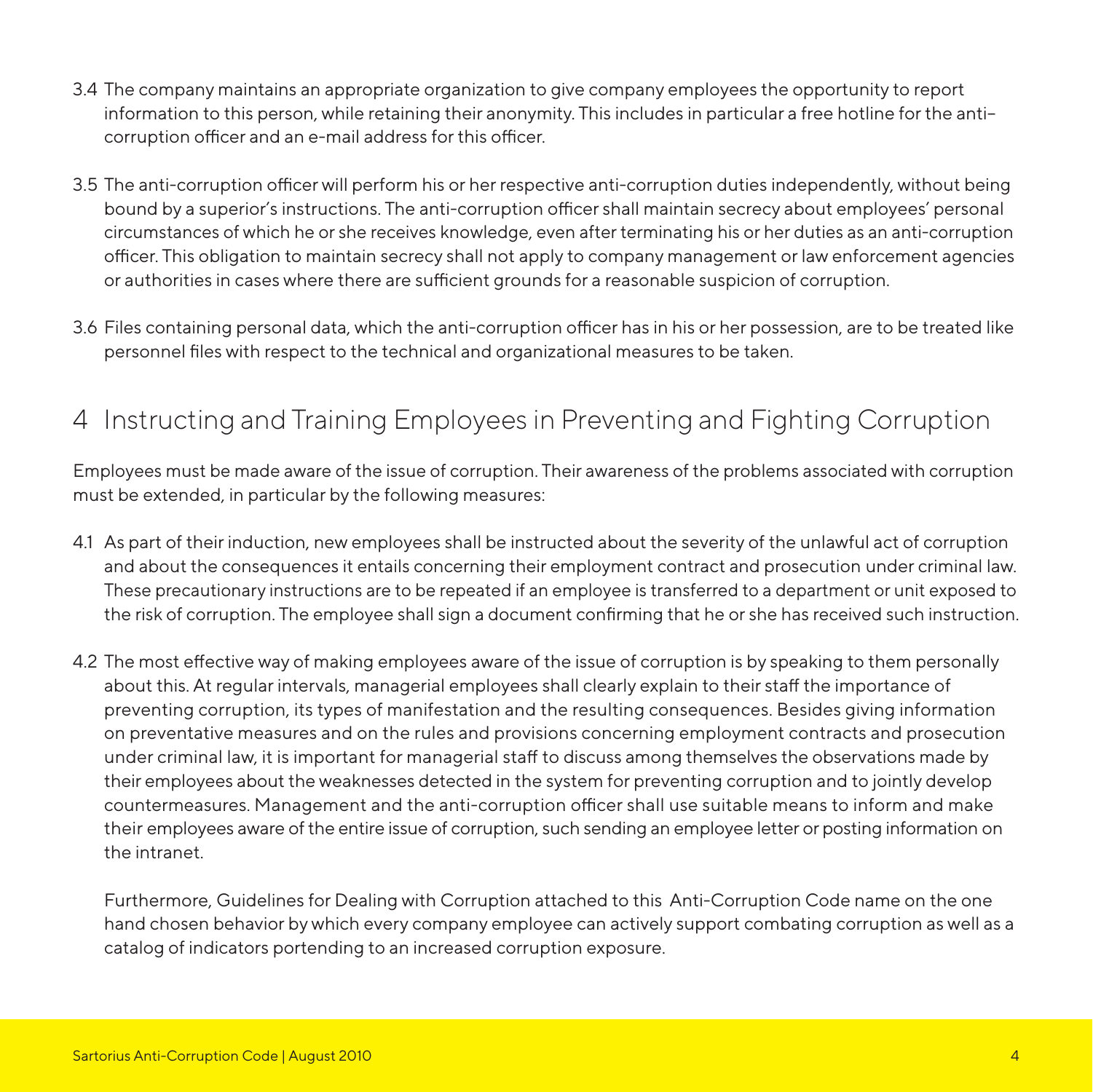3.4 The company maintains an appropriate organization to give company employees the opportunity to report information to this person, while retaining their anonymity. This includes in particular a free hotline for the anti-corruption officer and an e-mail address for this officer.

3.5 The anti-corruption officer will perform his or her respective anti-corruption duties independently, without being bound by a superior's instructions. The anti-corruption officer shall maintain secrecy about employees' personal circumstances of which he or she receives knowledge, even after terminating his or her duties as an anti-corruption officer. This obligation to maintain secrecy shall not apply to company management or law enforcement agencies or authorities in cases where there are sufficient grounds for a reasonable suspicion of corruption.

3.6 Files containing personal data, which the anti-corruption officer has in his or her possession, are to be treated like personnel files with respect to the technical and organizational measures to be taken.

## 4 Instructing and Training Employees in Preventing and Fighting Corruption

Employees must be made aware of the issue of corruption. Their awareness of the problems associated with corruption must be extended, in particular by the following measures:

4.1 As part of their induction, new employees shall be instructed about the severity of the unlawful act of corruption and about the consequences it entails concerning their employment contract and prosecution under criminal law. These precautionary instructions are to be repeated if an employee is transferred to a department or unit exposed to the risk of corruption. The employee shall sign a document confirming that he or she has received such instruction.

4.2 The most effective way of making employees aware of the issue of corruption is by speaking to them personally about this. At regular intervals, managerial employees shall clearly explain to their staff the importance of preventing corruption, its types of manifestation and the resulting consequences. Besides giving information on preventative measures and on the rules and provisions concerning employment contracts and prosecution under criminal law, it is important for managerial staff to discuss among themselves the observations made by their employees about the weaknesses detected in the system for preventing corruption and to jointly develop countermeasures. Management and the anti-corruption officer shall use suitable means to inform and make their employees aware of the entire issue of corruption, such sending an employee letter or posting information on the intranet.

Furthermore, Guidelines for Dealing with Corruption attached to this Anti-Corruption Code name on the one hand chosen behavior by which every company employee can actively support combating corruption as well as a catalog of indicators portending to an increased corruption exposure.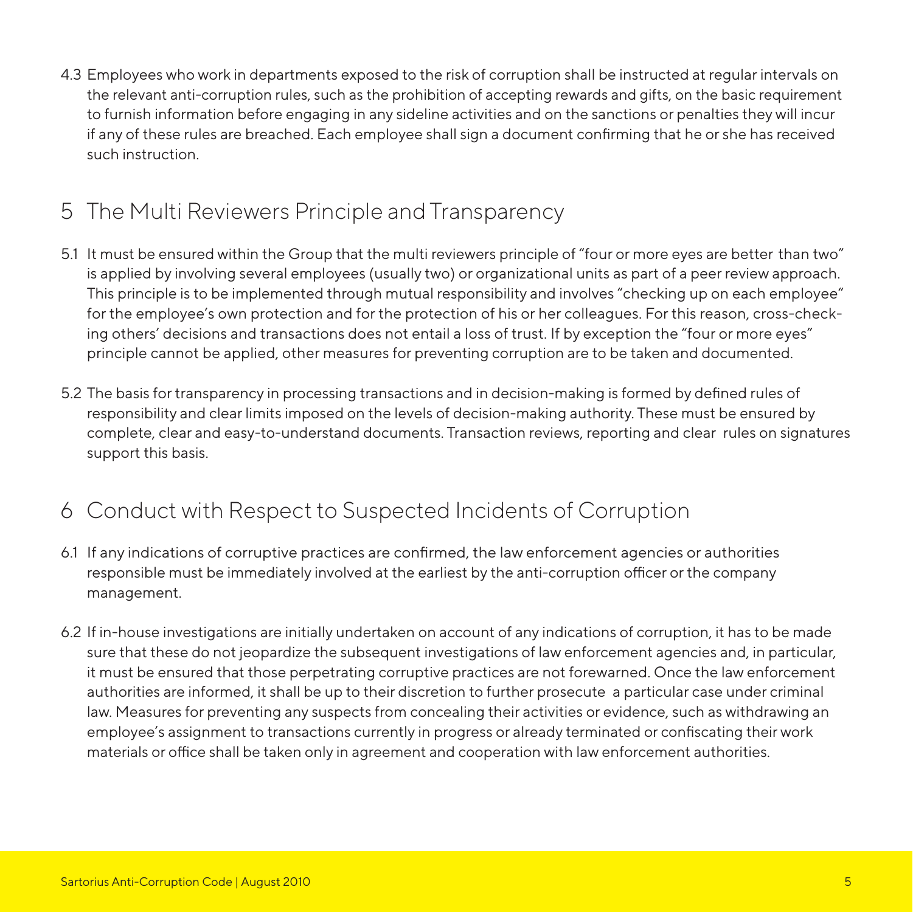4.3 Employees who work in departments exposed to the risk of corruption shall be instructed at regular intervals on the relevant anti-corruption rules, such as the prohibition of accepting rewards and gifts, on the basic requirement to furnish information before engaging in any sideline activities and on the sanctions or penalties they will incur if any of these rules are breached. Each employee shall sign a document confirming that he or she has received such instruction.

## 5 The Multi Reviewers Principle and Transparency

5.1 It must be ensured within the Group that the multi reviewers principle of "four or more eyes are better than two" is applied by involving several employees (usually two) or organizational units as part of a peer review approach. This principle is to be implemented through mutual responsibility and involves "checking up on each employee" for the employee's own protection and for the protection of his or her colleagues. For this reason, cross-checking others' decisions and transactions does not entail a loss of trust. If by exception the "four or more eyes" principle cannot be applied, other measures for preventing corruption are to be taken and documented.

5.2 The basis for transparency in processing transactions and in decision-making is formed by defined rules of responsibility and clear limits imposed on the levels of decision-making authority. These must be ensured by complete, clear and easy-to-understand documents. Transaction reviews, reporting and clear rules on signatures support this basis.

## 6 Conduct with Respect to Suspected Incidents of Corruption

6.1 If any indications of corruptive practices are confirmed, the law enforcement agencies or authorities responsible must be immediately involved at the earliest by the anti-corruption officer or the company management.

6.2 If in-house investigations are initially undertaken on account of any indications of corruption, it has to be made sure that these do not jeopardize the subsequent investigations of law enforcement agencies and, in particular, it must be ensured that those perpetrating corruptive practices are not forewarned. Once the law enforcement authorities are informed, it shall be up to their discretion to further prosecute a particular case under criminal law. Measures for preventing any suspects from concealing their activities or evidence, such as withdrawing an employee's assignment to transactions currently in progress or already terminated or confiscating their work materials or office shall be taken only in agreement and cooperation with law enforcement authorities.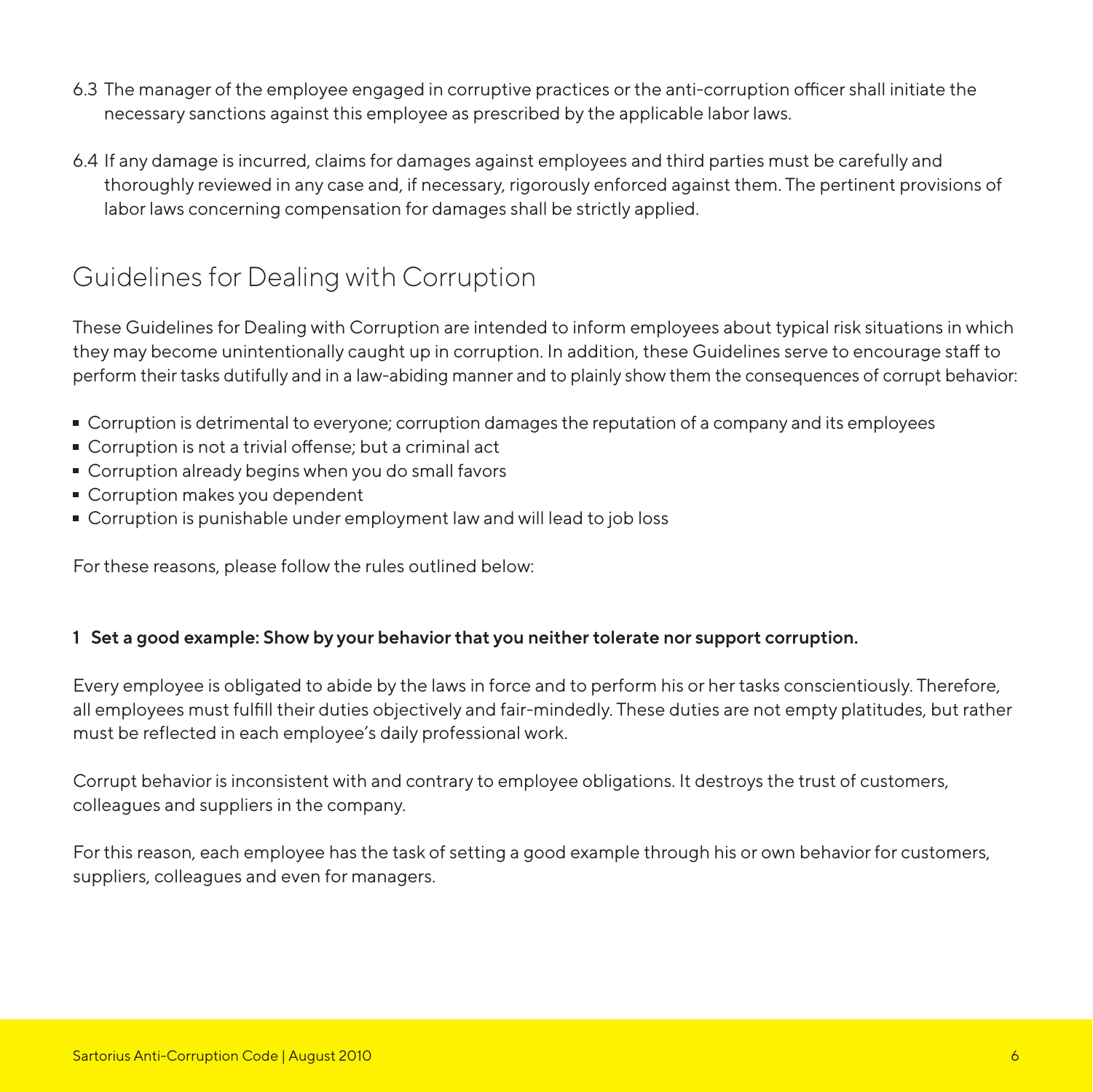6.3 The manager of the employee engaged in corruptive practices or the anti-corruption officer shall initiate the necessary sanctions against this employee as prescribed by the applicable labor laws.

6.4 If any damage is incurred, claims for damages against employees and third parties must be carefully and thoroughly reviewed in any case and, if necessary, rigorously enforced against them. The pertinent provisions of labor laws concerning compensation for damages shall be strictly applied.

## Guidelines for Dealing with Corruption

These Guidelines for Dealing with Corruption are intended to inform employees about typical risk situations in which they may become unintentionally caught up in corruption. In addition, these Guidelines serve to encourage staff to perform their tasks dutifully and in a law-abiding manner and to plainly show them the consequences of corrupt behavior:

- Corruption is detrimental to everyone; corruption damages the reputation of a company and its employees
- Corruption is not a trivial offense; but a criminal act
- Corruption already begins when you do small favors
- Corruption makes you dependent
- Corruption is punishable under employment law and will lead to job loss

For these reasons, please follow the rules outlined below:

**1 Set a good example: Show by your behavior that you neither tolerate nor support corruption.**

Every employee is obligated to abide by the laws in force and to perform his or her tasks conscientiously. Therefore, all employees must fulfill their duties objectively and fair-mindedly. These duties are not empty platitudes, but rather must be reflected in each employee's daily professional work.

Corrupt behavior is inconsistent with and contrary to employee obligations. It destroys the trust of customers, colleagues and suppliers in the company.

For this reason, each employee has the task of setting a good example through his or own behavior for customers, suppliers, colleagues and even for managers.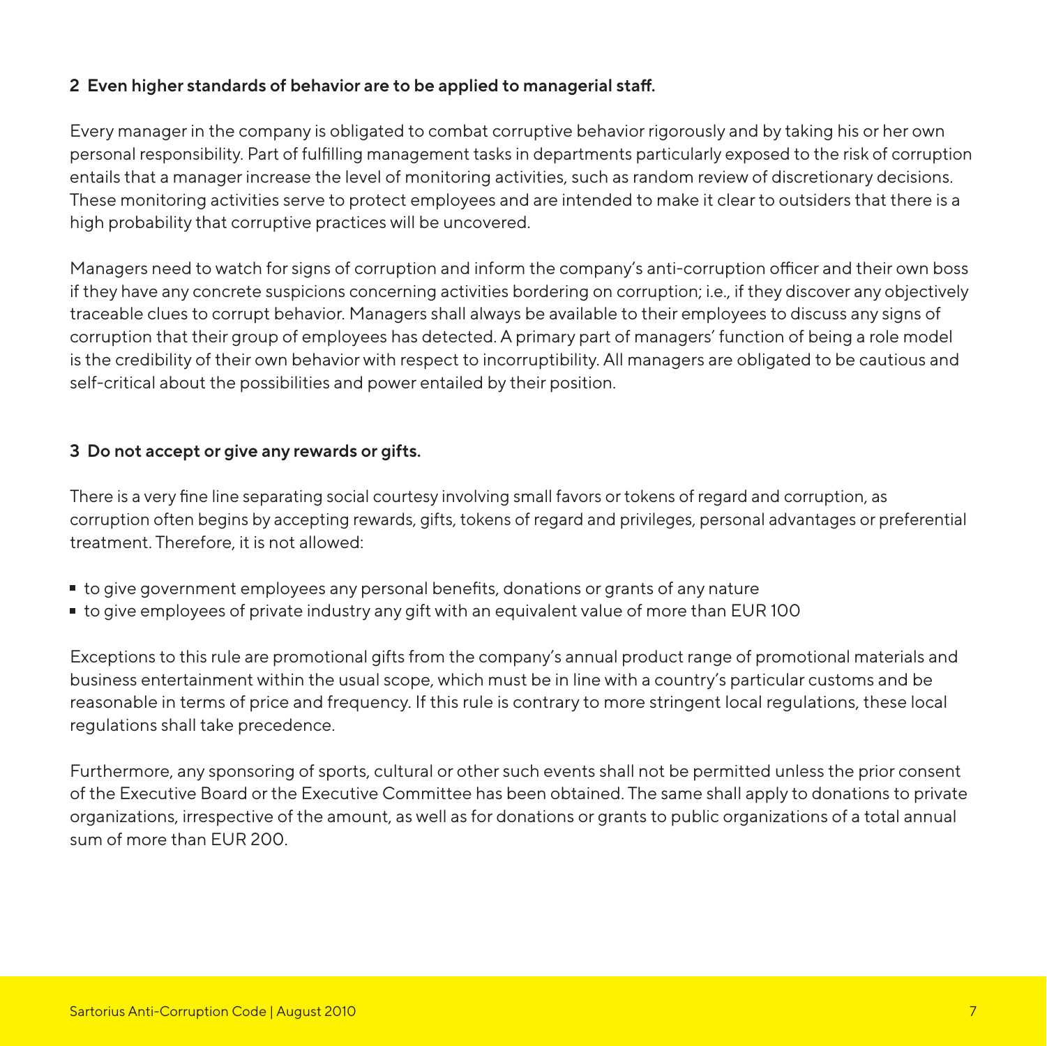**2 Even higher standards of behavior are to be applied to managerial staff.**

Every manager in the company is obligated to combat corruptive behavior rigorously and by taking his or her own personal responsibility. Part of fulfilling management tasks in departments particularly exposed to the risk of corruption entails that a manager increase the level of monitoring activities, such as random review of discretionary decisions. These monitoring activities serve to protect employees and are intended to make it clear to outsiders that there is a high probability that corruptive practices will be uncovered.

Managers need to watch for signs of corruption and inform the company's anti-corruption officer and their own boss if they have any concrete suspicions concerning activities bordering on corruption; i.e., if they discover any objectively traceable clues to corrupt behavior. Managers shall always be available to their employees to discuss any signs of corruption that their group of employees has detected. A primary part of managers' function of being a role model is the credibility of their own behavior with respect to incorruptibility. All managers are obligated to be cautious and self-critical about the possibilities and power entailed by their position.

**3 Do not accept or give any rewards or gifts.**

There is a very fine line separating social courtesy involving small favors or tokens of regard and corruption, as corruption often begins by accepting rewards, gifts, tokens of regard and privileges, personal advantages or preferential treatment. Therefore, it is not allowed:

- to give government employees any personal benefits, donations or grants of any nature
- to give employees of private industry any gift with an equivalent value of more than EUR 100

Exceptions to this rule are promotional gifts from the company's annual product range of promotional materials and business entertainment within the usual scope, which must be in line with a country's particular customs and be reasonable in terms of price and frequency. If this rule is contrary to more stringent local regulations, these local regulations shall take precedence.

Furthermore, any sponsoring of sports, cultural or other such events shall not be permitted unless the prior consent of the Executive Board or the Executive Committee has been obtained. The same shall apply to donations to private organizations, irrespective of the amount, as well as for donations or grants to public organizations of a total annual sum of more than EUR 200.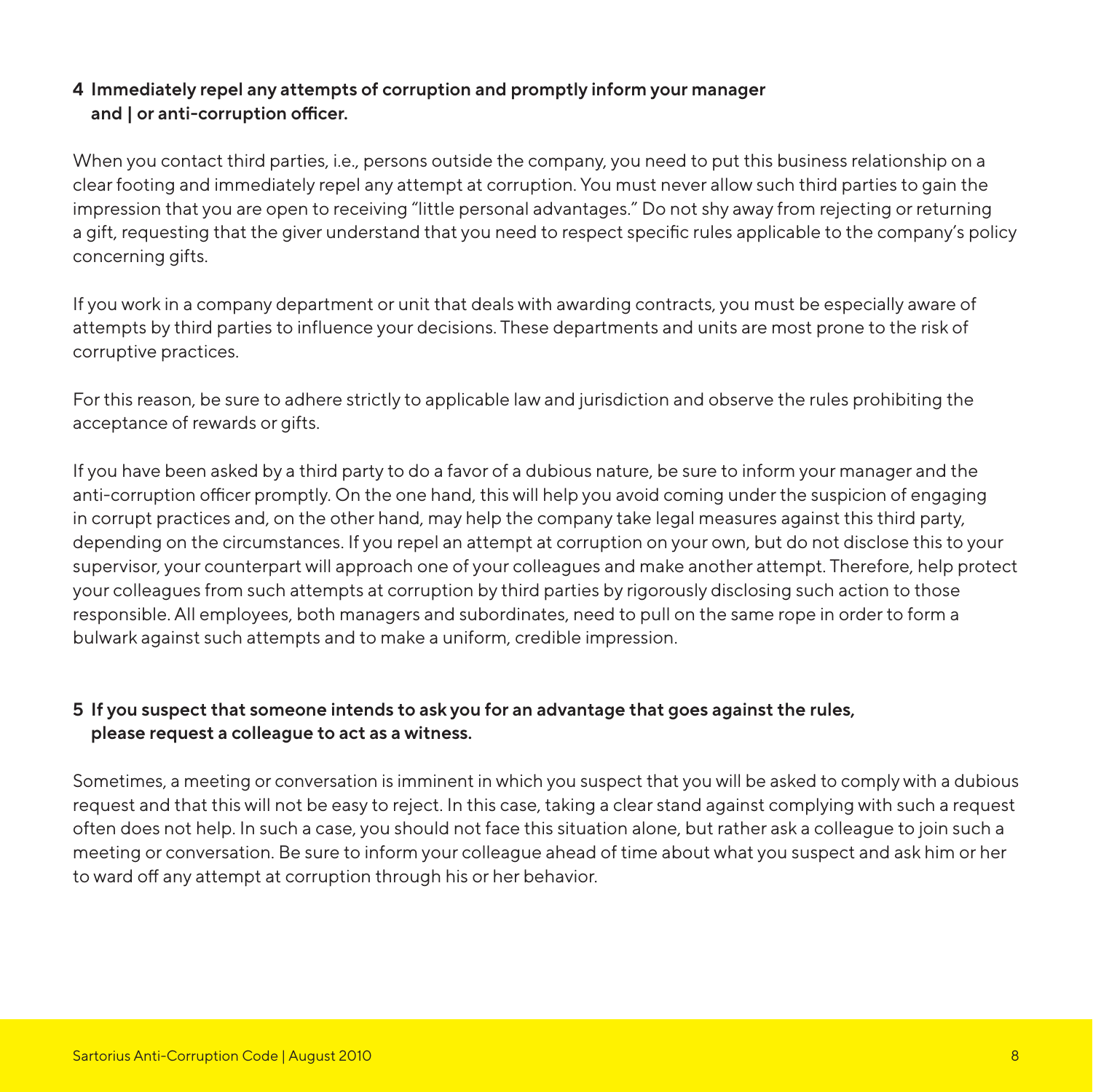## 4 Immediately repel any attempts of corruption and promptly inform your manager and | or anti-corruption officer.

When you contact third parties, i.e., persons outside the company, you need to put this business relationship on a clear footing and immediately repel any attempt at corruption. You must never allow such third parties to gain the impression that you are open to receiving "little personal advantages." Do not shy away from rejecting or returning a gift, requesting that the giver understand that you need to respect specific rules applicable to the company's policy concerning gifts.

If you work in a company department or unit that deals with awarding contracts, you must be especially aware of attempts by third parties to influence your decisions. These departments and units are most prone to the risk of corruptive practices.

For this reason, be sure to adhere strictly to applicable law and jurisdiction and observe the rules prohibiting the acceptance of rewards or gifts.

If you have been asked by a third party to do a favor of a dubious nature, be sure to inform your manager and the anti-corruption officer promptly. On the one hand, this will help you avoid coming under the suspicion of engaging in corrupt practices and, on the other hand, may help the company take legal measures against this third party, depending on the circumstances. If you repel an attempt at corruption on your own, but do not disclose this to your supervisor, your counterpart will approach one of your colleagues and make another attempt. Therefore, help protect your colleagues from such attempts at corruption by third parties by rigorously disclosing such action to those responsible. All employees, both managers and subordinates, need to pull on the same rope in order to form a bulwark against such attempts and to make a uniform, credible impression.

## 5 If you suspect that someone intends to ask you for an advantage that goes against the rules, please request a colleague to act as a witness.

Sometimes, a meeting or conversation is imminent in which you suspect that you will be asked to comply with a dubious request and that this will not be easy to reject. In this case, taking a clear stand against complying with such a request often does not help. In such a case, you should not face this situation alone, but rather ask a colleague to join such a meeting or conversation. Be sure to inform your colleague ahead of time about what you suspect and ask him or her to ward off any attempt at corruption through his or her behavior.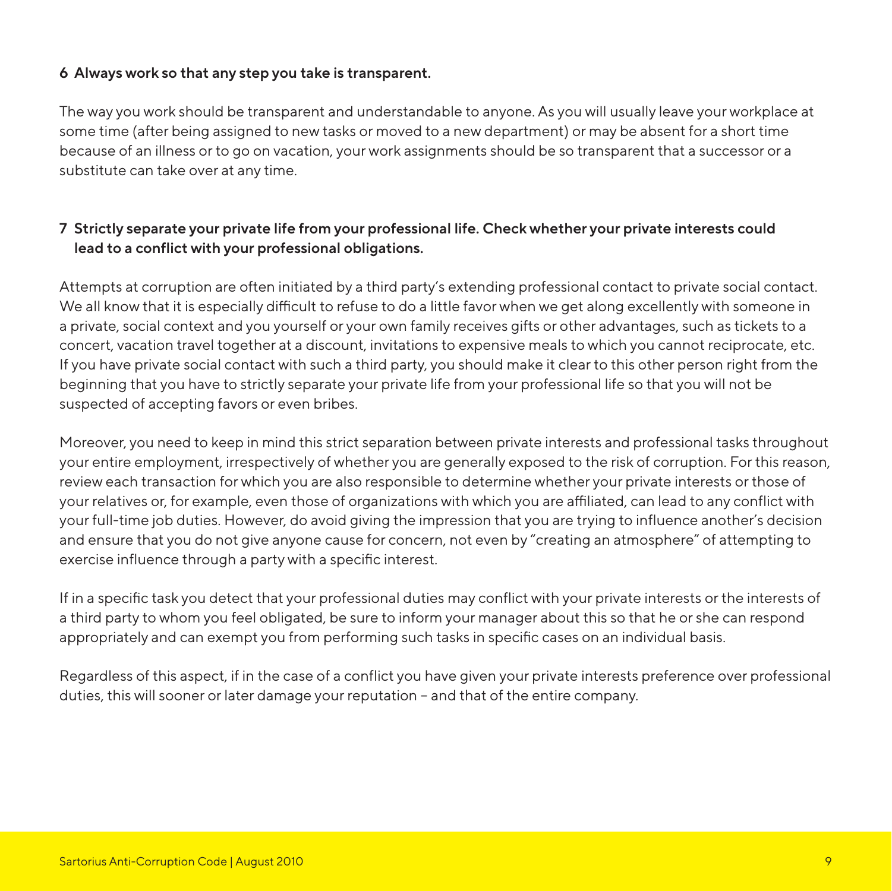### 6 Always work so that any step you take is transparent.

The way you work should be transparent and understandable to anyone. As you will usually leave your workplace at some time (after being assigned to new tasks or moved to a new department) or may be absent for a short time because of an illness or to go on vacation, your work assignments should be so transparent that a successor or a substitute can take over at any time.

### 7 Strictly separate your private life from your professional life. Check whether your private interests could lead to a conflict with your professional obligations.

Attempts at corruption are often initiated by a third party's extending professional contact to private social contact. We all know that it is especially difficult to refuse to do a little favor when we get along excellently with someone in a private, social context and you yourself or your own family receives gifts or other advantages, such as tickets to a concert, vacation travel together at a discount, invitations to expensive meals to which you cannot reciprocate, etc. If you have private social contact with such a third party, you should make it clear to this other person right from the beginning that you have to strictly separate your private life from your professional life so that you will not be suspected of accepting favors or even bribes.

Moreover, you need to keep in mind this strict separation between private interests and professional tasks throughout your entire employment, irrespectively of whether you are generally exposed to the risk of corruption. For this reason, review each transaction for which you are also responsible to determine whether your private interests or those of your relatives or, for example, even those of organizations with which you are affiliated, can lead to any conflict with your full-time job duties. However, do avoid giving the impression that you are trying to influence another's decision and ensure that you do not give anyone cause for concern, not even by "creating an atmosphere" of attempting to exercise influence through a party with a specific interest.

If in a specific task you detect that your professional duties may conflict with your private interests or the interests of a third party to whom you feel obligated, be sure to inform your manager about this so that he or she can respond appropriately and can exempt you from performing such tasks in specific cases on an individual basis.

Regardless of this aspect, if in the case of a conflict you have given your private interests preference over professional duties, this will sooner or later damage your reputation – and that of the entire company.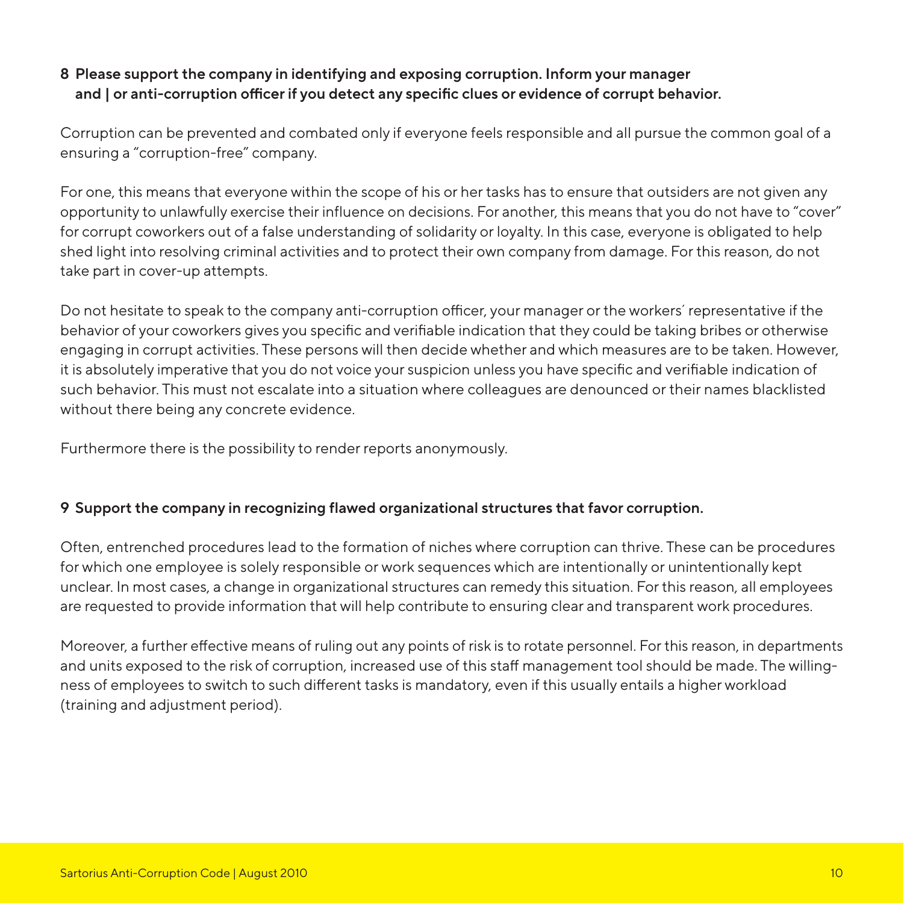### 8 Please support the company in identifying and exposing corruption. Inform your manager and | or anti-corruption officer if you detect any specific clues or evidence of corrupt behavior.

Corruption can be prevented and combated only if everyone feels responsible and all pursue the common goal of a ensuring a "corruption-free" company.

For one, this means that everyone within the scope of his or her tasks has to ensure that outsiders are not given any opportunity to unlawfully exercise their influence on decisions. For another, this means that you do not have to "cover" for corrupt coworkers out of a false understanding of solidarity or loyalty. In this case, everyone is obligated to help shed light into resolving criminal activities and to protect their own company from damage. For this reason, do not take part in cover-up attempts.

Do not hesitate to speak to the company anti-corruption officer, your manager or the workers´ representative if the behavior of your coworkers gives you specific and verifiable indication that they could be taking bribes or otherwise engaging in corrupt activities. These persons will then decide whether and which measures are to be taken. However, it is absolutely imperative that you do not voice your suspicion unless you have specific and verifiable indication of such behavior. This must not escalate into a situation where colleagues are denounced or their names blacklisted without there being any concrete evidence.

Furthermore there is the possibility to render reports anonymously.

### 9 Support the company in recognizing flawed organizational structures that favor corruption.

Often, entrenched procedures lead to the formation of niches where corruption can thrive. These can be procedures for which one employee is solely responsible or work sequences which are intentionally or unintentionally kept unclear. In most cases, a change in organizational structures can remedy this situation. For this reason, all employees are requested to provide information that will help contribute to ensuring clear and transparent work procedures.

Moreover, a further effective means of ruling out any points of risk is to rotate personnel. For this reason, in departments and units exposed to the risk of corruption, increased use of this staff management tool should be made. The willingness of employees to switch to such different tasks is mandatory, even if this usually entails a higher workload (training and adjustment period).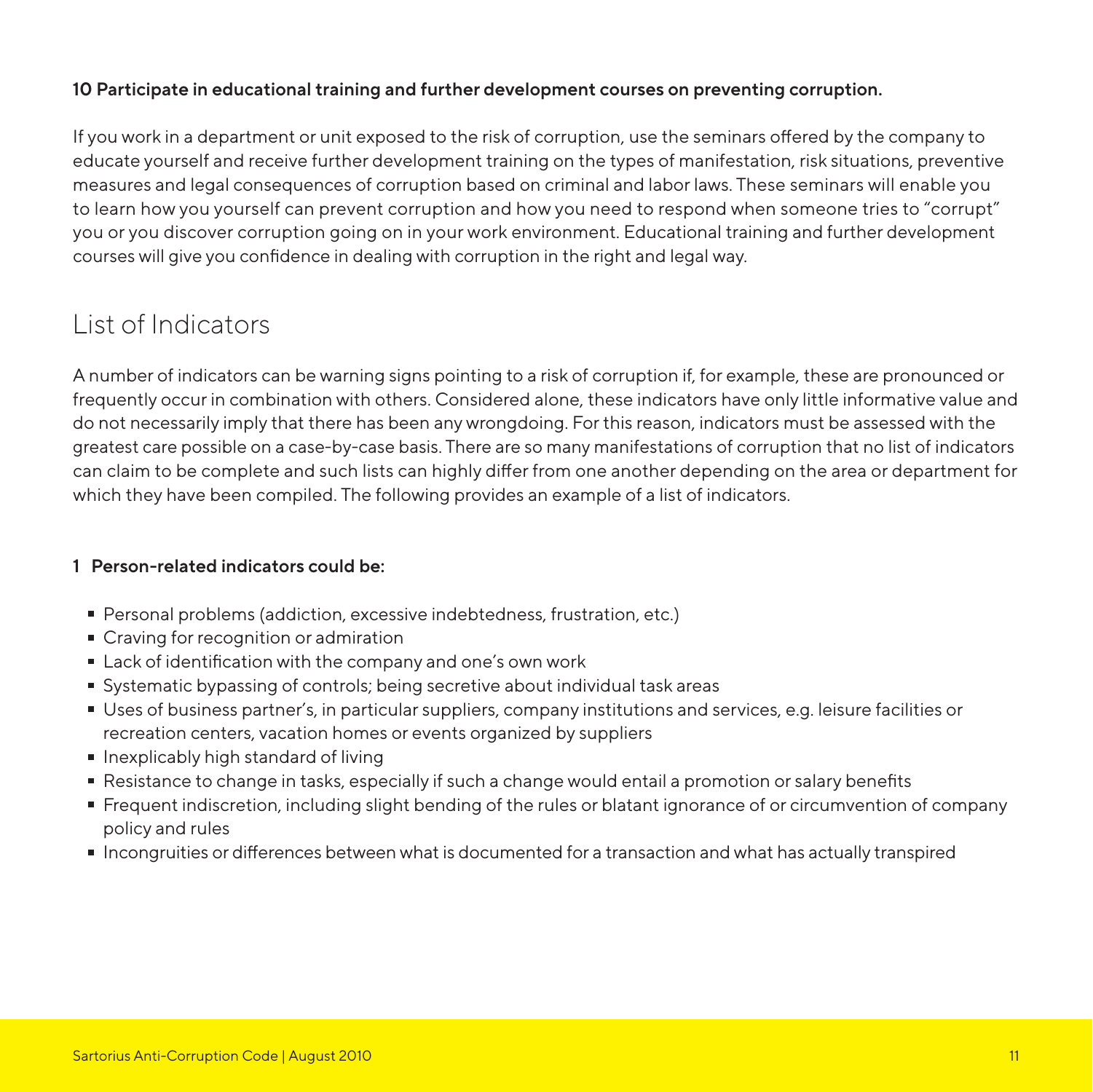**10 Participate in educational training and further development courses on preventing corruption.**

If you work in a department or unit exposed to the risk of corruption, use the seminars offered by the company to educate yourself and receive further development training on the types of manifestation, risk situations, preventive measures and legal consequences of corruption based on criminal and labor laws. These seminars will enable you to learn how you yourself can prevent corruption and how you need to respond when someone tries to "corrupt" you or you discover corruption going on in your work environment. Educational training and further development courses will give you confidence in dealing with corruption in the right and legal way.

## List of Indicators

A number of indicators can be warning signs pointing to a risk of corruption if, for example, these are pronounced or frequently occur in combination with others. Considered alone, these indicators have only little informative value and do not necessarily imply that there has been any wrongdoing. For this reason, indicators must be assessed with the greatest care possible on a case-by-case basis. There are so many manifestations of corruption that no list of indicators can claim to be complete and such lists can highly differ from one another depending on the area or department for which they have been compiled. The following provides an example of a list of indicators.

**1 Person-related indicators could be:**

- Personal problems (addiction, excessive indebtedness, frustration, etc.)
- Craving for recognition or admiration
- Lack of identification with the company and one's own work
- Systematic bypassing of controls; being secretive about individual task areas
- Uses of business partner's, in particular suppliers, company institutions and services, e.g. leisure facilities or recreation centers, vacation homes or events organized by suppliers
- Inexplicably high standard of living
- Resistance to change in tasks, especially if such a change would entail a promotion or salary benefits
- Frequent indiscretion, including slight bending of the rules or blatant ignorance of or circumvention of company policy and rules
- Incongruities or differences between what is documented for a transaction and what has actually transpired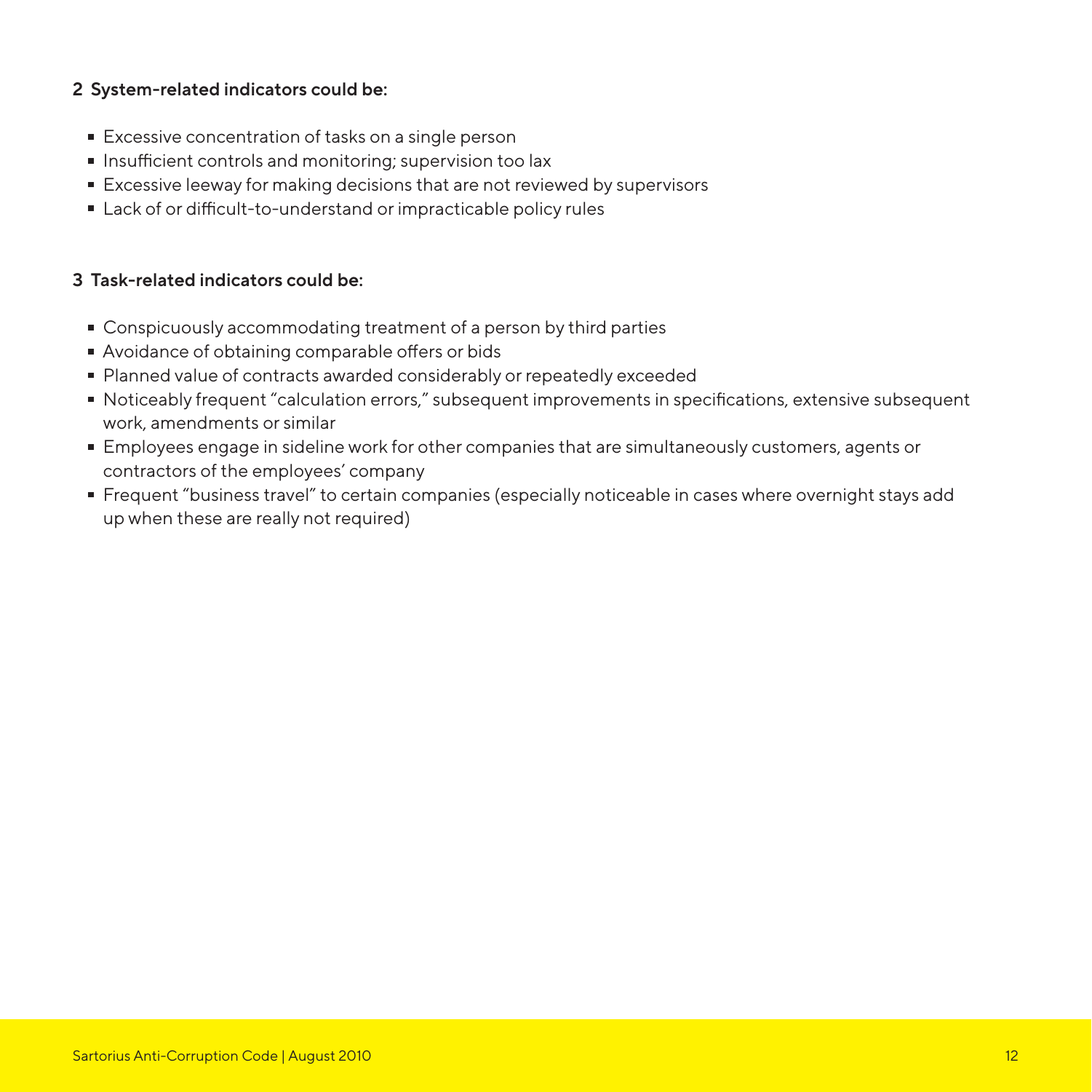**2 System-related indicators could be:**

- Excessive concentration of tasks on a single person
- Insufficient controls and monitoring; supervision too lax
- Excessive leeway for making decisions that are not reviewed by supervisors
- Lack of or difficult-to-understand or impracticable policy rules

**3 Task-related indicators could be:**

- Conspicuously accommodating treatment of a person by third parties
- Avoidance of obtaining comparable offers or bids
- Planned value of contracts awarded considerably or repeatedly exceeded
- Noticeably frequent "calculation errors," subsequent improvements in specifications, extensive subsequent work, amendments or similar
- Employees engage in sideline work for other companies that are simultaneously customers, agents or contractors of the employees' company
- Frequent "business travel" to certain companies (especially noticeable in cases where overnight stays add up when these are really not required)